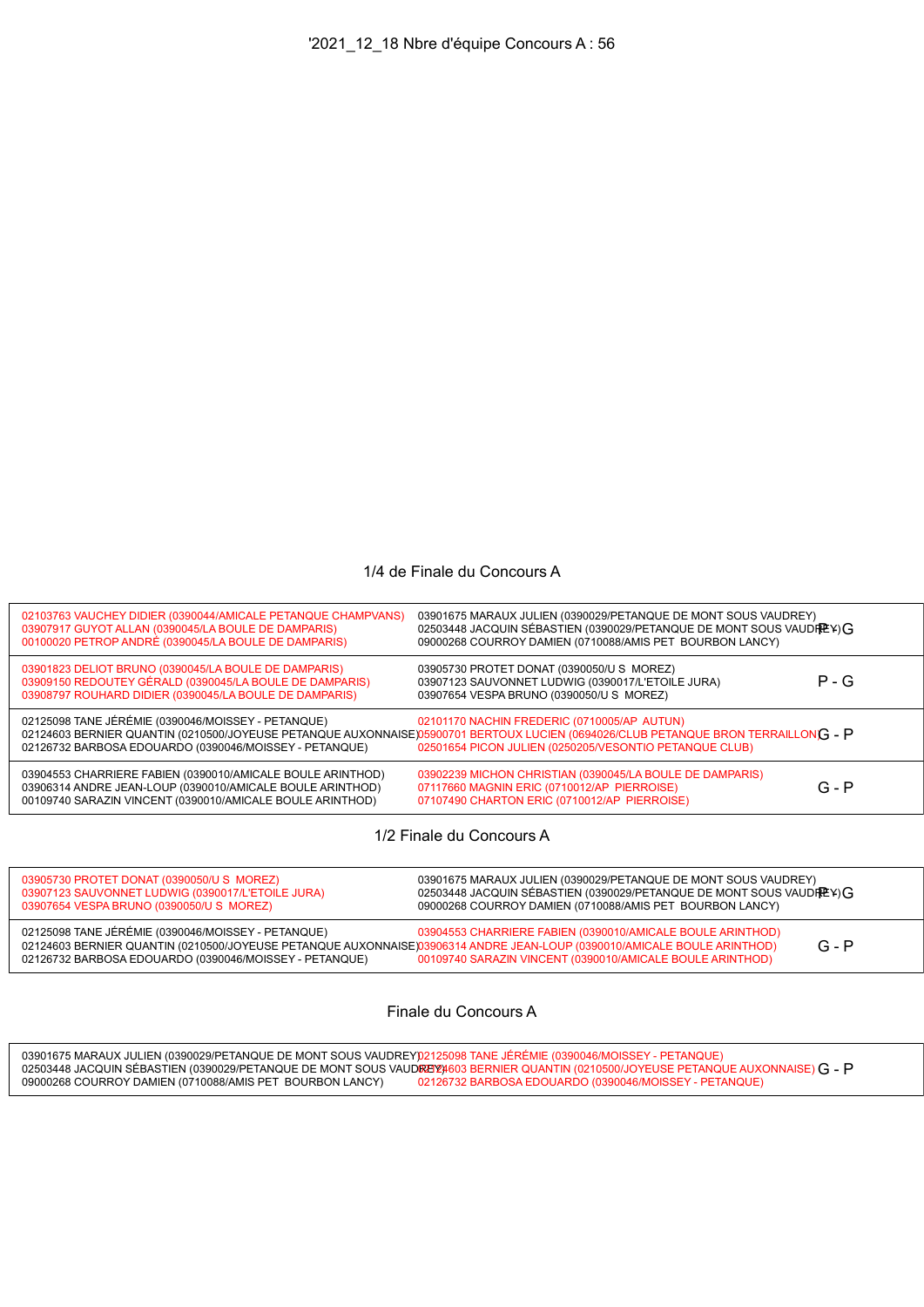'2021_12_18 Nbre d'équipe Concours A : 56

## 1/4 de Finale du Concours A

| Équipe 1 | Équipe 2 | Résultat |
|---|---|---|
| 02103763 VAUCHEY DIDIER (0390044/AMICALE PETANQUE CHAMPVANS)<br>03907917 GUYOT ALLAN (0390045/LA BOULE DE DAMPARIS)<br>00100020 PETROP ANDRÉ (0390045/LA BOULE DE DAMPARIS) | 03901675 MARAUX JULIEN (0390029/PETANQUE DE MONT SOUS VAUDREY)<br>02503448 JACQUIN SÉBASTIEN (0390029/PETANQUE DE MONT SOUS VAUDREY)<br>09000268 COURROY DAMIEN (0710088/AMIS PET BOURBON LANCY) | P - G |
| 03901823 DELIOT BRUNO (0390045/LA BOULE DE DAMPARIS)<br>03909150 REDOUTEY GÉRALD (0390045/LA BOULE DE DAMPARIS)<br>03908797 ROUHARD DIDIER (0390045/LA BOULE DE DAMPARIS) | 03905730 PROTET DONAT (0390050/U S MOREZ)<br>03907123 SAUVONNET LUDWIG (0390017/L'ETOILE JURA)<br>03907654 VESPA BRUNO (0390050/U S MOREZ) | P - G |
| 02125098 TANE JÉRÉMIE (0390046/MOISSEY - PETANQUE)<br>02124603 BERNIER QUANTIN (0210500/JOYEUSE PETANQUE AUXONNAISE)<br>02126732 BARBOSA EDOUARDO (0390046/MOISSEY - PETANQUE) | 02101170 NACHIN FREDERIC (0710005/AP AUTUN)<br>05900701 BERTOUX LUCIEN (0694026/CLUB PETANQUE BRON TERRAILLON)<br>02501654 PICON JULIEN (0250205/VESONTIO PETANQUE CLUB) | G - P |
| 03904553 CHARRIERE FABIEN (0390010/AMICALE BOULE ARINTHOD)<br>03906314 ANDRE JEAN-LOUP (0390010/AMICALE BOULE ARINTHOD)<br>00109740 SARAZIN VINCENT (0390010/AMICALE BOULE ARINTHOD) | 03902239 MICHON CHRISTIAN (0390045/LA BOULE DE DAMPARIS)<br>07117660 MAGNIN ERIC (0710012/AP PIERROISE)<br>07107490 CHARTON ERIC (0710012/AP PIERROISE) | G - P |

## 1/2 Finale du Concours A

| Équipe 1 | Équipe 2 | Résultat |
|---|---|---|
| 03905730 PROTET DONAT (0390050/U S MOREZ)<br>03907123 SAUVONNET LUDWIG (0390017/L'ETOILE JURA)<br>03907654 VESPA BRUNO (0390050/U S MOREZ) | 03901675 MARAUX JULIEN (0390029/PETANQUE DE MONT SOUS VAUDREY)<br>02503448 JACQUIN SÉBASTIEN (0390029/PETANQUE DE MONT SOUS VAUDREY)<br>09000268 COURROY DAMIEN (0710088/AMIS PET BOURBON LANCY) | P - G |
| 02125098 TANE JÉRÉMIE (0390046/MOISSEY - PETANQUE)<br>02124603 BERNIER QUANTIN (0210500/JOYEUSE PETANQUE AUXONNAISE)<br>02126732 BARBOSA EDOUARDO (0390046/MOISSEY - PETANQUE) | 03904553 CHARRIERE FABIEN (0390010/AMICALE BOULE ARINTHOD)<br>03906314 ANDRE JEAN-LOUP (0390010/AMICALE BOULE ARINTHOD)<br>00109740 SARAZIN VINCENT (0390010/AMICALE BOULE ARINTHOD) | G - P |

## Finale du Concours A

| Équipe 1 | Équipe 2 | Résultat |
|---|---|---|
| 03901675 MARAUX JULIEN (0390029/PETANQUE DE MONT SOUS VAUDREY)<br>02503448 JACQUIN SÉBASTIEN (0390029/PETANQUE DE MONT SOUS VAUDREY)<br>09000268 COURROY DAMIEN (0710088/AMIS PET BOURBON LANCY) | 02125098 TANE JÉRÉMIE (0390046/MOISSEY - PETANQUE)<br>02124603 BERNIER QUANTIN (0210500/JOYEUSE PETANQUE AUXONNAISE)<br>02126732 BARBOSA EDOUARDO (0390046/MOISSEY - PETANQUE) | G - P |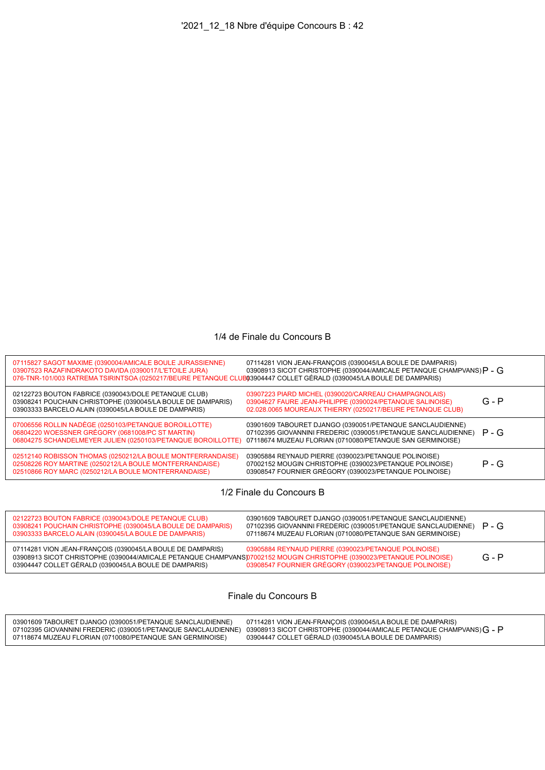'2021_12_18 Nbre d'équipe Concours B : 42

## 1/4 de Finale du Concours B

| Équipe 1 | Équipe 2 | Résultat |
|---|---|---|
| 07115827 SAGOT MAXIME (0390004/AMICALE BOULE JURASSIENNE)<br>03907523 RAZAFINDRAKOTO DAVIDA (0390017/L'ETOILE JURA)<br>076-TNR-101/003 RATREMA TSIRINTSOA (0250217/BEURE PETANQUE CLUB) | 07114281 VION JEAN-FRANÇOIS (0390045/LA BOULE DE DAMPARIS)<br>03908913 SICOT CHRISTOPHE (0390044/AMICALE PETANQUE CHAMPVANS)<br>03904447 COLLET GÉRALD (0390045/LA BOULE DE DAMPARIS) | P - G |
| 02122723 BOUTON FABRICE (0390043/DOLE PETANQUE CLUB)<br>03908241 POUCHAIN CHRISTOPHE (0390045/LA BOULE DE DAMPARIS)<br>03903333 BARCELO ALAIN (0390045/LA BOULE DE DAMPARIS) | 03907223 PIARD MICHEL (0390020/CARREAU CHAMPAGNOLAIS)<br>03904627 FAURE JEAN-PHILIPPE (0390024/PETANQUE SALINOISE)<br>02.028.0065 MOUREAUX THIERRY (0250217/BEURE PETANQUE CLUB) | G - P |
| 07006556 ROLLIN NADÈGE (0250103/PETANQUE BOROILLOTTE)<br>06804220 WOESSNER GRÉGORY (0681008/PC ST MARTIN)<br>06804275 SCHANDELMEYER JULIEN (0250103/PETANQUE BOROILLOTTE) | 03901609 TABOURET DJANGO (0390051/PETANQUE SANCLAUDIENNE)<br>07102395 GIOVANNINI FREDERIC (0390051/PETANQUE SANCLAUDIENNE)<br>07118674 MUZEAU FLORIAN (0710080/PETANQUE SAN GERMINOISE) | P - G |
| 02512140 ROBISSON THOMAS (0250212/LA BOULE MONTFERRANDAISE)<br>02508226 ROY MARTINE (0250212/LA BOULE MONTFERRANDAISE)<br>02510866 ROY MARC (0250212/LA BOULE MONTFERRANDAISE) | 03905884 REYNAUD PIERRE (0390023/PETANQUE POLINOISE)<br>07002152 MOUGIN CHRISTOPHE (0390023/PETANQUE POLINOISE)<br>03908547 FOURNIER GRÉGORY (0390023/PETANQUE POLINOISE) | P - G |

## 1/2 Finale du Concours B

| Équipe 1 | Équipe 2 | Résultat |
|---|---|---|
| 02122723 BOUTON FABRICE (0390043/DOLE PETANQUE CLUB)<br>03908241 POUCHAIN CHRISTOPHE (0390045/LA BOULE DE DAMPARIS)<br>03903333 BARCELO ALAIN (0390045/LA BOULE DE DAMPARIS) | 03901609 TABOURET DJANGO (0390051/PETANQUE SANCLAUDIENNE)<br>07102395 GIOVANNINI FREDERIC (0390051/PETANQUE SANCLAUDIENNE)<br>07118674 MUZEAU FLORIAN (0710080/PETANQUE SAN GERMINOISE) | P - G |
| 07114281 VION JEAN-FRANÇOIS (0390045/LA BOULE DE DAMPARIS)<br>03908913 SICOT CHRISTOPHE (0390044/AMICALE PETANQUE CHAMPVANS)<br>03904447 COLLET GÉRALD (0390045/LA BOULE DE DAMPARIS) | 03905884 REYNAUD PIERRE (0390023/PETANQUE POLINOISE)<br>07002152 MOUGIN CHRISTOPHE (0390023/PETANQUE POLINOISE)<br>03908547 FOURNIER GRÉGORY (0390023/PETANQUE POLINOISE) | G - P |

## Finale du Concours B

| Équipe 1 | Équipe 2 | Résultat |
|---|---|---|
| 03901609 TABOURET DJANGO (0390051/PETANQUE SANCLAUDIENNE)<br>07102395 GIOVANNINI FREDERIC (0390051/PETANQUE SANCLAUDIENNE)<br>07118674 MUZEAU FLORIAN (0710080/PETANQUE SAN GERMINOISE) | 07114281 VION JEAN-FRANÇOIS (0390045/LA BOULE DE DAMPARIS)<br>03908913 SICOT CHRISTOPHE (0390044/AMICALE PETANQUE CHAMPVANS)<br>03904447 COLLET GÉRALD (0390045/LA BOULE DE DAMPARIS) | G - P |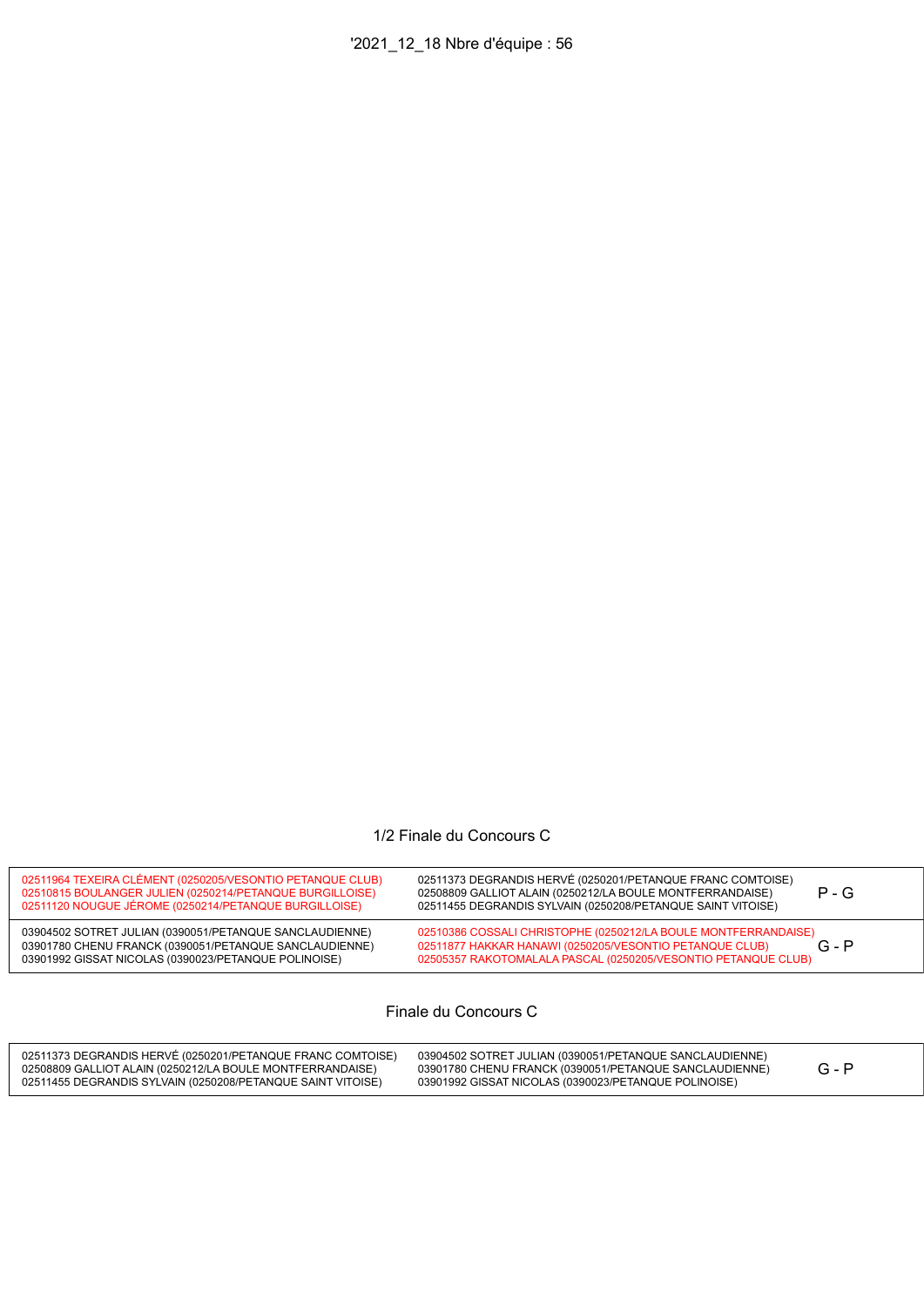'2021_12_18 Nbre d'équipe : 56

## 1/2 Finale du Concours C

| | | |
|---|---|---|
| 02511964 TEXEIRA CLÉMENT (0250205/VESONTIO PETANQUE CLUB)<br>02510815 BOULANGER JULIEN (0250214/PETANQUE BURGILLOISE)<br>02511120 NOUGUE JÉROME (0250214/PETANQUE BURGILLOISE) | 02511373 DEGRANDIS HERVÉ (0250201/PETANQUE FRANC COMTOISE)<br>02508809 GALLIOT ALAIN (0250212/LA BOULE MONTFERRANDAISE)<br>02511455 DEGRANDIS SYLVAIN (0250208/PETANQUE SAINT VITOISE) | P - G |
| 03904502 SOTRET JULIAN (0390051/PETANQUE SANCLAUDIENNE)<br>03901780 CHENU FRANCK (0390051/PETANQUE SANCLAUDIENNE)<br>03901992 GISSAT NICOLAS (0390023/PETANQUE POLINOISE) | 02510386 COSSALI CHRISTOPHE (0250212/LA BOULE MONTFERRANDAISE)<br>02511877 HAKKAR HANAWI (0250205/VESONTIO PETANQUE CLUB)<br>02505357 RAKOTOMALALA PASCAL (0250205/VESONTIO PETANQUE CLUB) | G - P |

## Finale du Concours C

| | | |
|---|---|---|
| 02511373 DEGRANDIS HERVÉ (0250201/PETANQUE FRANC COMTOISE)<br>02508809 GALLIOT ALAIN (0250212/LA BOULE MONTFERRANDAISE)<br>02511455 DEGRANDIS SYLVAIN (0250208/PETANQUE SAINT VITOISE) | 03904502 SOTRET JULIAN (0390051/PETANQUE SANCLAUDIENNE)<br>03901780 CHENU FRANCK (0390051/PETANQUE SANCLAUDIENNE)<br>03901992 GISSAT NICOLAS (0390023/PETANQUE POLINOISE) | G - P |